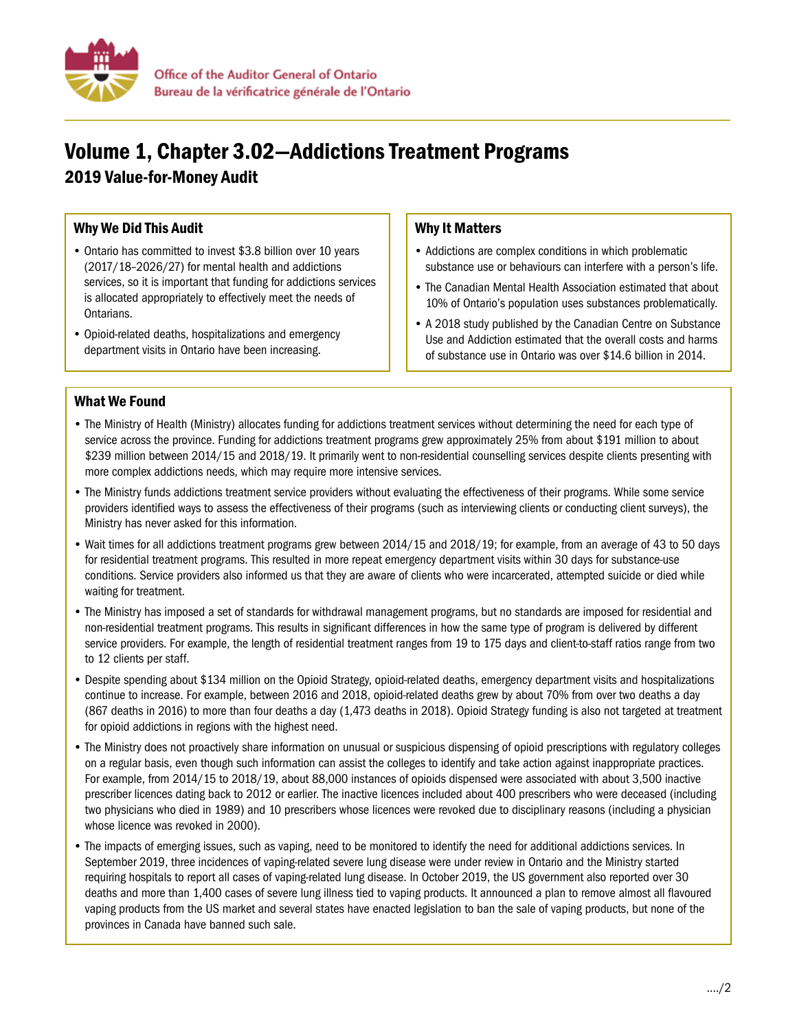Office of the Auditor General of Ontario
Bureau de la vérificatrice générale de l'Ontario

# Volume 1, Chapter 3.02—Addictions Treatment Programs

## 2019 Value-for-Money Audit

### Why We Did This Audit

- Ontario has committed to invest $3.8 billion over 10 years (2017/18–2026/27) for mental health and addictions services, so it is important that funding for addictions services is allocated appropriately to effectively meet the needs of Ontarians.
- Opioid-related deaths, hospitalizations and emergency department visits in Ontario have been increasing.

### Why It Matters

- Addictions are complex conditions in which problematic substance use or behaviours can interfere with a person's life.
- The Canadian Mental Health Association estimated that about 10% of Ontario's population uses substances problematically.
- A 2018 study published by the Canadian Centre on Substance Use and Addiction estimated that the overall costs and harms of substance use in Ontario was over $14.6 billion in 2014.

### What We Found

- The Ministry of Health (Ministry) allocates funding for addictions treatment services without determining the need for each type of service across the province. Funding for addictions treatment programs grew approximately 25% from about $191 million to about $239 million between 2014/15 and 2018/19. It primarily went to non-residential counselling services despite clients presenting with more complex addictions needs, which may require more intensive services.
- The Ministry funds addictions treatment service providers without evaluating the effectiveness of their programs. While some service providers identified ways to assess the effectiveness of their programs (such as interviewing clients or conducting client surveys), the Ministry has never asked for this information.
- Wait times for all addictions treatment programs grew between 2014/15 and 2018/19; for example, from an average of 43 to 50 days for residential treatment programs. This resulted in more repeat emergency department visits within 30 days for substance-use conditions. Service providers also informed us that they are aware of clients who were incarcerated, attempted suicide or died while waiting for treatment.
- The Ministry has imposed a set of standards for withdrawal management programs, but no standards are imposed for residential and non-residential treatment programs. This results in significant differences in how the same type of program is delivered by different service providers. For example, the length of residential treatment ranges from 19 to 175 days and client-to-staff ratios range from two to 12 clients per staff.
- Despite spending about $134 million on the Opioid Strategy, opioid-related deaths, emergency department visits and hospitalizations continue to increase. For example, between 2016 and 2018, opioid-related deaths grew by about 70% from over two deaths a day (867 deaths in 2016) to more than four deaths a day (1,473 deaths in 2018). Opioid Strategy funding is also not targeted at treatment for opioid addictions in regions with the highest need.
- The Ministry does not proactively share information on unusual or suspicious dispensing of opioid prescriptions with regulatory colleges on a regular basis, even though such information can assist the colleges to identify and take action against inappropriate practices. For example, from 2014/15 to 2018/19, about 88,000 instances of opioids dispensed were associated with about 3,500 inactive prescriber licences dating back to 2012 or earlier. The inactive licences included about 400 prescribers who were deceased (including two physicians who died in 1989) and 10 prescribers whose licences were revoked due to disciplinary reasons (including a physician whose licence was revoked in 2000).
- The impacts of emerging issues, such as vaping, need to be monitored to identify the need for additional addictions services. In September 2019, three incidences of vaping-related severe lung disease were under review in Ontario and the Ministry started requiring hospitals to report all cases of vaping-related lung disease. In October 2019, the US government also reported over 30 deaths and more than 1,400 cases of severe lung illness tied to vaping products. It announced a plan to remove almost all flavoured vaping products from the US market and several states have enacted legislation to ban the sale of vaping products, but none of the provinces in Canada have banned such sale.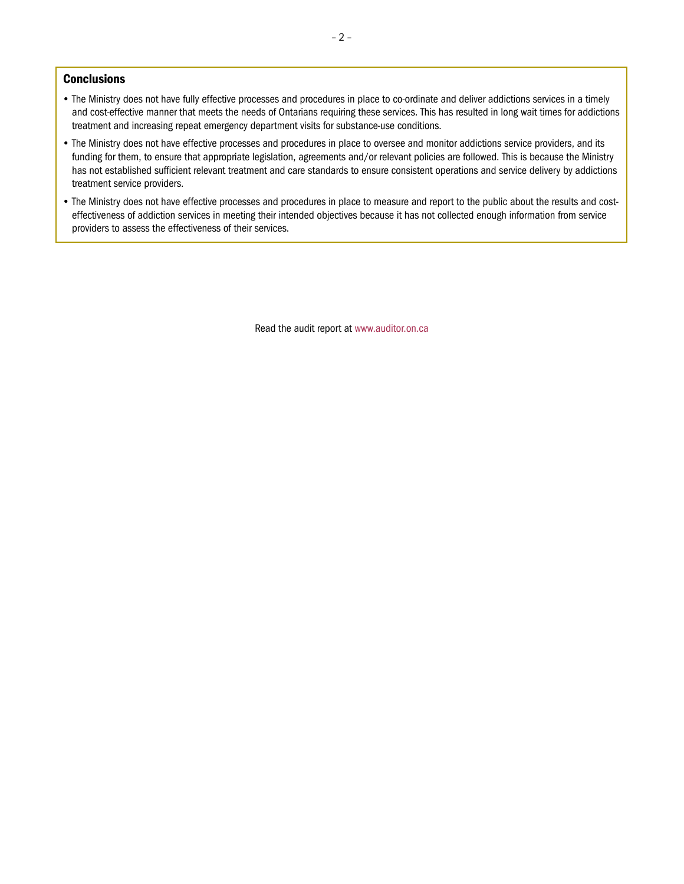## Conclusions

- The Ministry does not have fully effective processes and procedures in place to co-ordinate and deliver addictions services in a timely and cost-effective manner that meets the needs of Ontarians requiring these services. This has resulted in long wait times for addictions treatment and increasing repeat emergency department visits for substance-use conditions.
- The Ministry does not have effective processes and procedures in place to oversee and monitor addictions service providers, and its funding for them, to ensure that appropriate legislation, agreements and/or relevant policies are followed. This is because the Ministry has not established sufficient relevant treatment and care standards to ensure consistent operations and service delivery by addictions treatment service providers.
- The Ministry does not have effective processes and procedures in place to measure and report to the public about the results and cost-effectiveness of addiction services in meeting their intended objectives because it has not collected enough information from service providers to assess the effectiveness of their services.

Read the audit report at www.auditor.on.ca